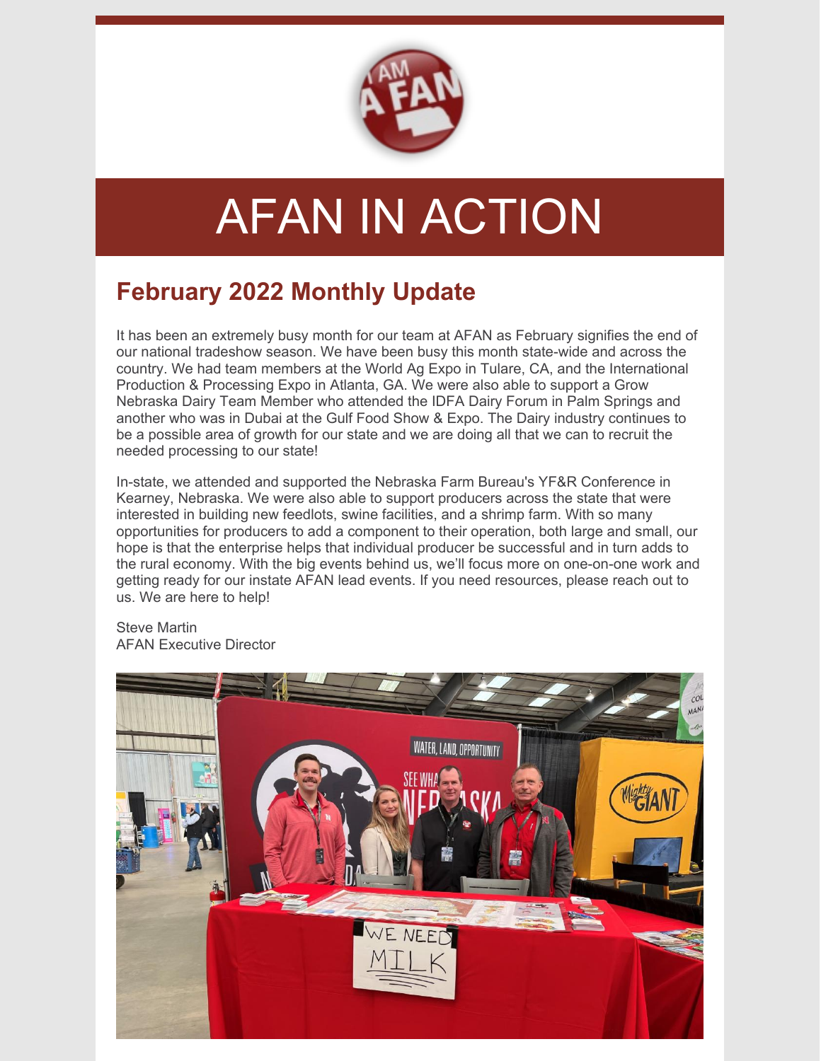# AFAN IN ACTION

## February 2022 Monthly Update

It has been an extremely busy month for our team at AFAN as February signifies the end of our national tradeshow season. We have been busy this month state-wide and across the country. We had team members at the World Ag Expo in Tulare, CA, and the International Production & Processing Expo in Atlanta, GA. We were also able to support a Grow Nebraska Dairy Team Member who attended the IDFA Dairy Forum in Palm Springs and another who was in Dubai at the Gulf Food Show & Expo. The Dairy industry continues to be a possible area of growth for our state and we are doing all that we can to recruit the needed processing to our state!

In-state, we attended and supported the Nebraska Farm Bureau's YF&R Conference in Kearney, Nebraska. We were also able to support producers across the state that were interested in building new feedlots, swine facilities, and a shrimp farm. With so many opportunities for producers to add a component to their operation, both large and small, our hope is that the enterprise helps that individual producer be successful and in turn adds to the rural economy. With the big events behind us, we'll focus more on one-on-one work and getting ready for our instate AFAN lead events. If you need resources, please reach out to us. We are here to help!

Steve Martin
AFAN Executive Director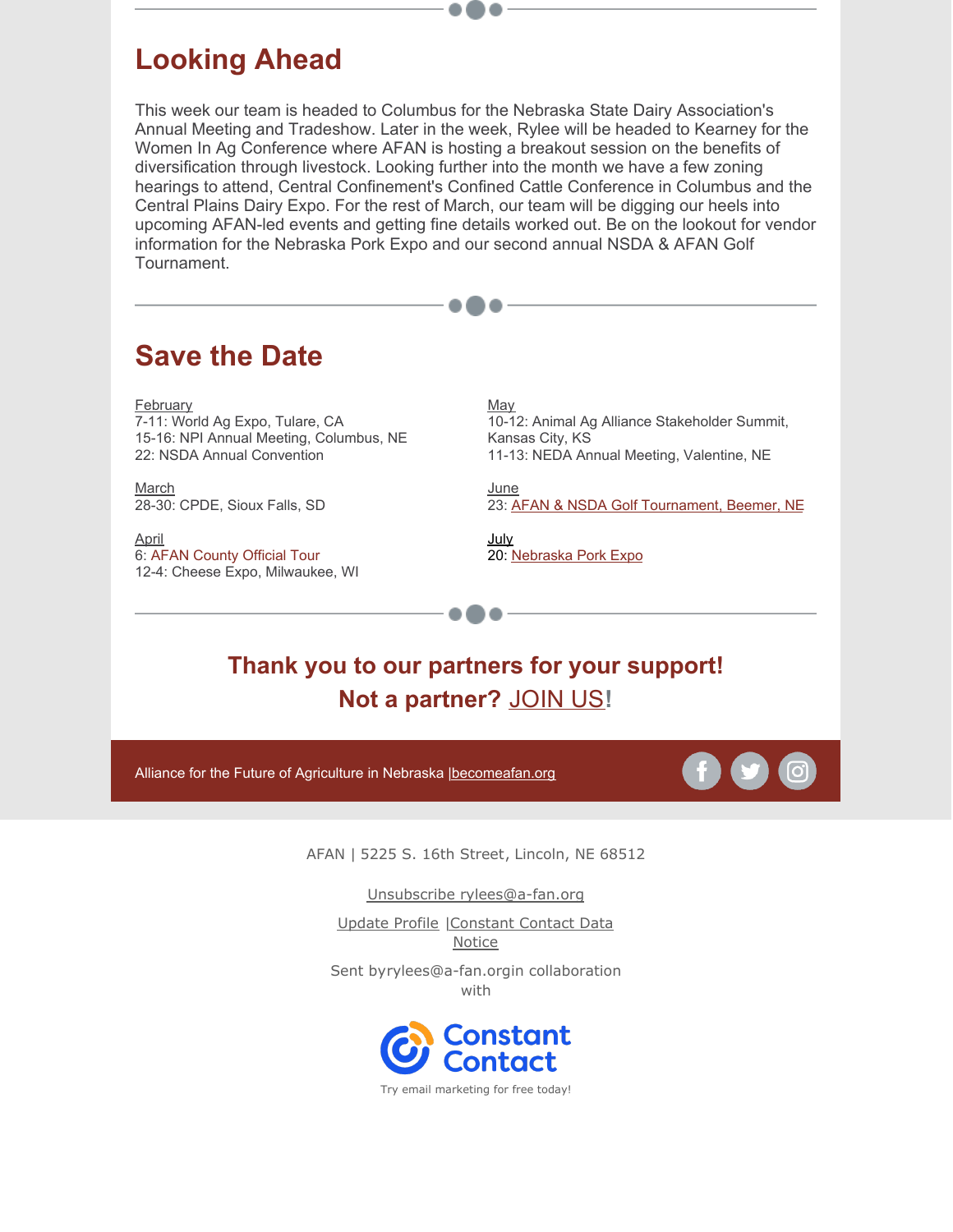## Looking Ahead

This week our team is headed to Columbus for the Nebraska State Dairy Association's Annual Meeting and Tradeshow. Later in the week, Rylee will be headed to Kearney for the Women In Ag Conference where AFAN is hosting a breakout session on the benefits of diversification through livestock. Looking further into the month we have a few zoning hearings to attend, Central Confinement's Confined Cattle Conference in Columbus and the Central Plains Dairy Expo. For the rest of March, our team will be digging our heels into upcoming AFAN-led events and getting fine details worked out. Be on the lookout for vendor information for the Nebraska Pork Expo and our second annual NSDA & AFAN Golf Tournament.

## Save the Date

February
7-11: World Ag Expo, Tulare, CA
15-16: NPI Annual Meeting, Columbus, NE
22: NSDA Annual Convention

March
28-30: CPDE, Sioux Falls, SD

April
6: AFAN County Official Tour
12-4: Cheese Expo, Milwaukee, WI

May
10-12: Animal Ag Alliance Stakeholder Summit, Kansas City, KS
11-13: NEDA Annual Meeting, Valentine, NE

June
23: AFAN & NSDA Golf Tournament, Beemer, NE

July
20: Nebraska Pork Expo

**Thank you to our partners for your support!**
**Not a partner? JOIN US!**

Alliance for the Future of Agriculture in Nebraska |becomeafan.org

AFAN | 5225 S. 16th Street, Lincoln, NE 68512

Unsubscribe rylees@a-fan.org

Update Profile |Constant Contact Data Notice

Sent byrylees@a-fan.orgin collaboration with

Constant Contact

Try email marketing for free today!